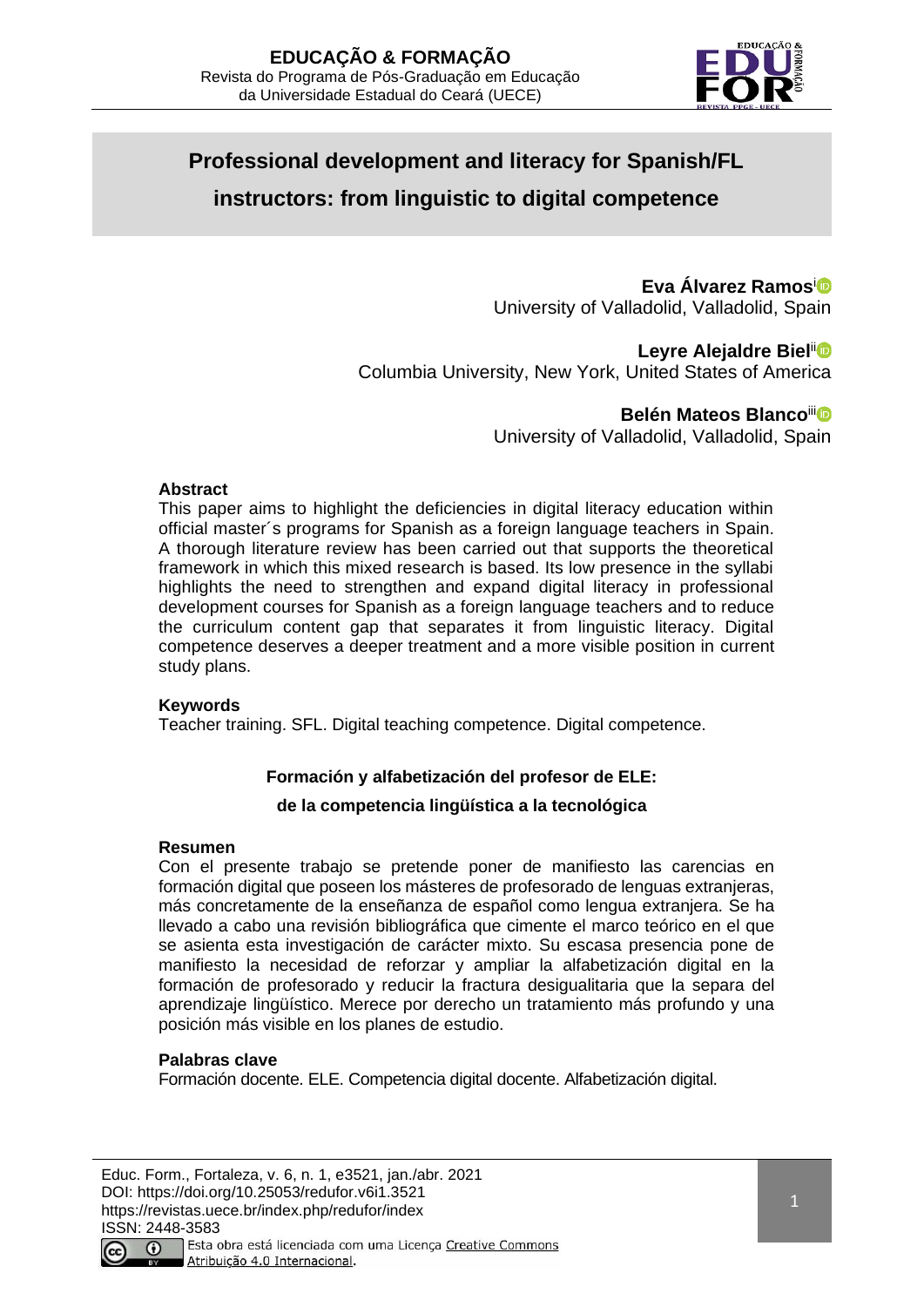# Professional development and literacy for Spanish/FL instructors: from linguistic to digital competence

**Eva Álvarez Ramos**[i]
University of Valladolid, Valladolid, Spain

**Leyre Alejaldre Biel**[ii]
Columbia University, New York, United States of America

**Belén Mateos Blanco**[iii]
University of Valladolid, Valladolid, Spain

## Abstract

This paper aims to highlight the deficiencies in digital literacy education within official master´s programs for Spanish as a foreign language teachers in Spain. A thorough literature review has been carried out that supports the theoretical framework in which this mixed research is based. Its low presence in the syllabi highlights the need to strengthen and expand digital literacy in professional development courses for Spanish as a foreign language teachers and to reduce the curriculum content gap that separates it from linguistic literacy. Digital competence deserves a deeper treatment and a more visible position in current study plans.

## Keywords

Teacher training. SFL. Digital teaching competence. Digital competence.

## Formación y alfabetización del profesor de ELE: de la competencia lingüística a la tecnológica

## Resumen

Con el presente trabajo se pretende poner de manifiesto las carencias en formación digital que poseen los másteres de profesorado de lenguas extranjeras, más concretamente de la enseñanza de español como lengua extranjera. Se ha llevado a cabo una revisión bibliográfica que cimente el marco teórico en el que se asienta esta investigación de carácter mixto. Su escasa presencia pone de manifiesto la necesidad de reforzar y ampliar la alfabetización digital en la formación de profesorado y reducir la fractura desigualitaria que la separa del aprendizaje lingüístico. Merece por derecho un tratamiento más profundo y una posición más visible en los planes de estudio.

## Palabras clave

Formación docente. ELE. Competencia digital docente. Alfabetización digital.

Educ. Form., Fortaleza, v. 6, n. 1, e3521, jan./abr. 2021
DOI: https://doi.org/10.25053/redufor.v6i1.3521
https://revistas.uece.br/index.php/redufor/index
ISSN: 2448-3583

Esta obra está licenciada com uma Licença Creative Commons Atribuição 4.0 Internacional.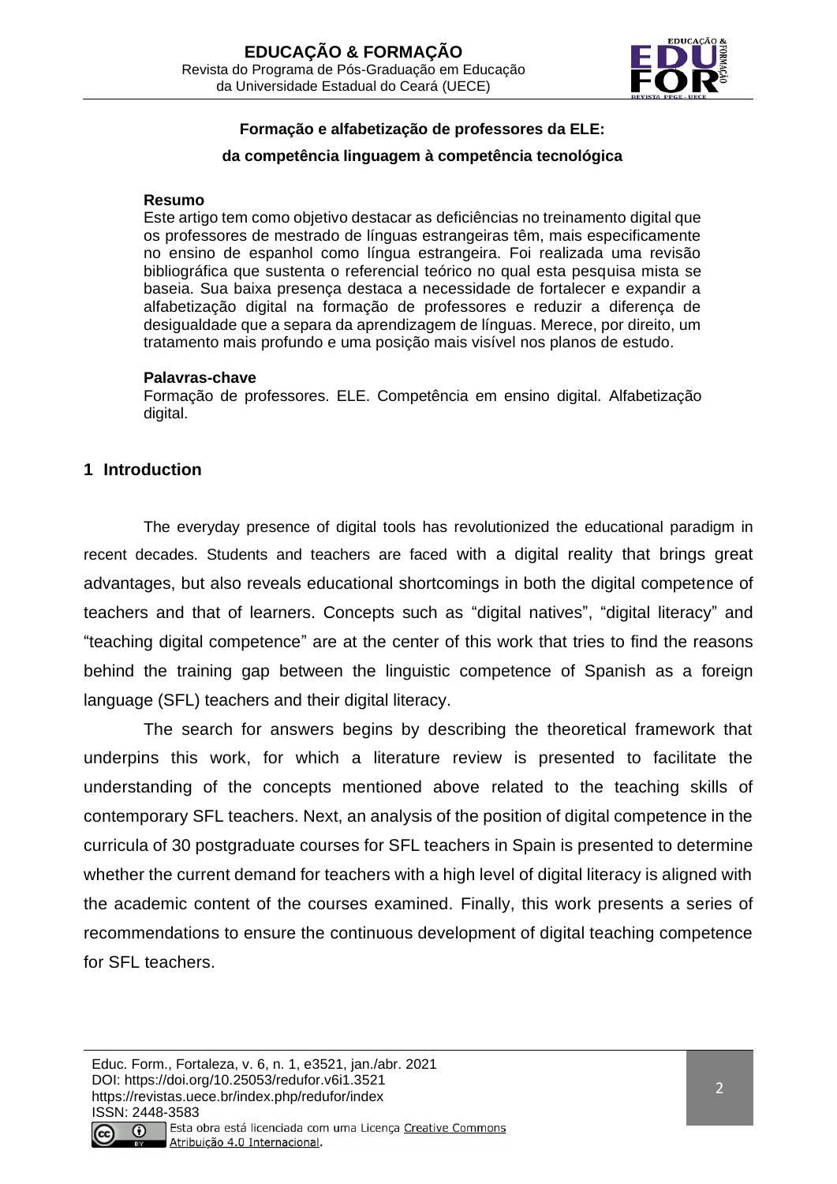**Formação e alfabetização de professores da ELE:**

**da competência linguagem à competência tecnológica**

**Resumo**

Este artigo tem como objetivo destacar as deficiências no treinamento digital que os professores de mestrado de línguas estrangeiras têm, mais especificamente no ensino de espanhol como língua estrangeira. Foi realizada uma revisão bibliográfica que sustenta o referencial teórico no qual esta pesquisa mista se baseia. Sua baixa presença destaca a necessidade de fortalecer e expandir a alfabetização digital na formação de professores e reduzir a diferença de desigualdade que a separa da aprendizagem de línguas. Merece, por direito, um tratamento mais profundo e uma posição mais visível nos planos de estudo.

**Palavras-chave**

Formação de professores. ELE. Competência em ensino digital. Alfabetização digital.

## 1 Introduction

The everyday presence of digital tools has revolutionized the educational paradigm in recent decades. Students and teachers are faced with a digital reality that brings great advantages, but also reveals educational shortcomings in both the digital competence of teachers and that of learners. Concepts such as "digital natives", "digital literacy" and "teaching digital competence" are at the center of this work that tries to find the reasons behind the training gap between the linguistic competence of Spanish as a foreign language (SFL) teachers and their digital literacy.

The search for answers begins by describing the theoretical framework that underpins this work, for which a literature review is presented to facilitate the understanding of the concepts mentioned above related to the teaching skills of contemporary SFL teachers. Next, an analysis of the position of digital competence in the curricula of 30 postgraduate courses for SFL teachers in Spain is presented to determine whether the current demand for teachers with a high level of digital literacy is aligned with the academic content of the courses examined. Finally, this work presents a series of recommendations to ensure the continuous development of digital teaching competence for SFL teachers.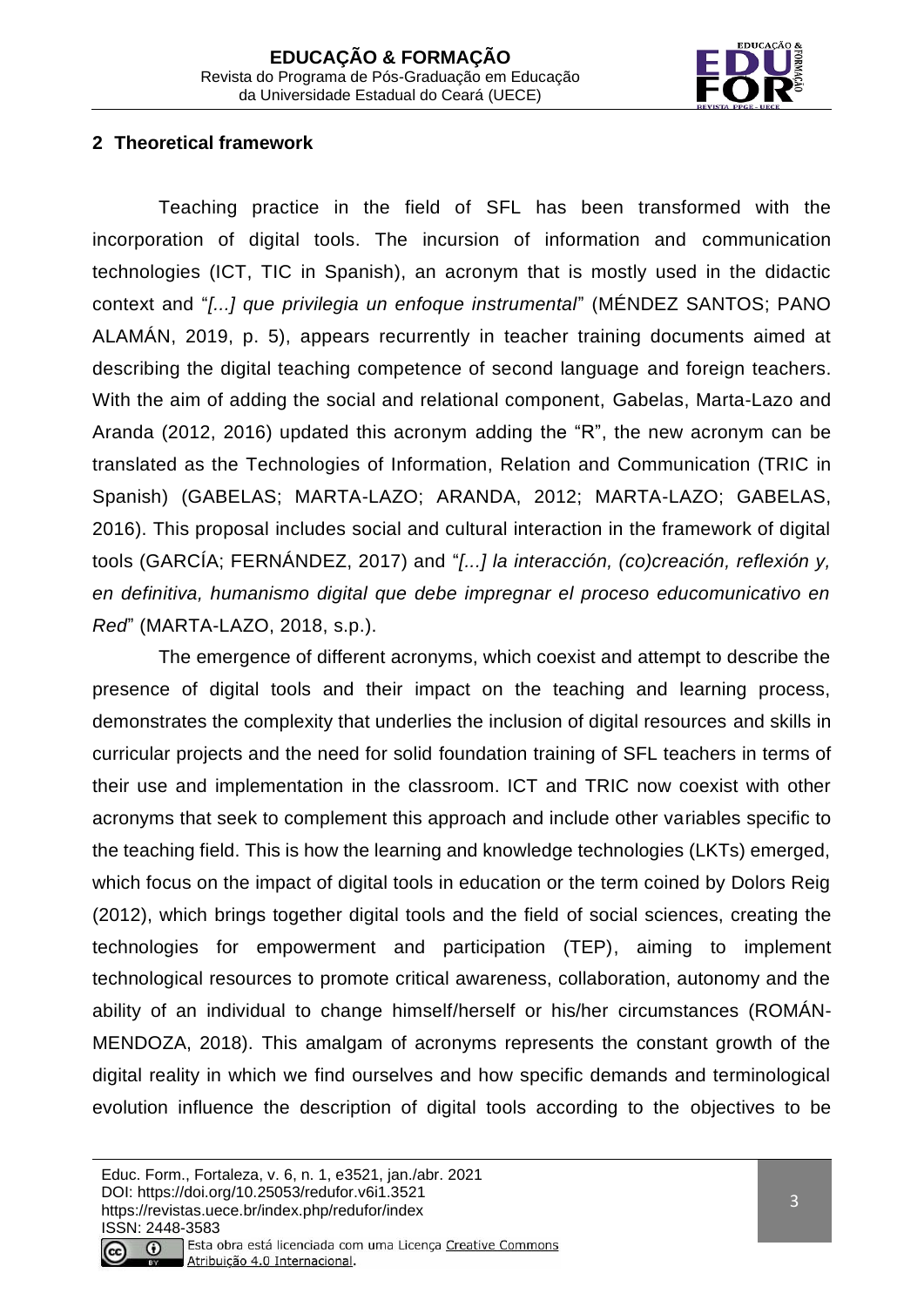## 2 Theoretical framework

Teaching practice in the field of SFL has been transformed with the incorporation of digital tools. The incursion of information and communication technologies (ICT, TIC in Spanish), an acronym that is mostly used in the didactic context and "*[...] que privilegia un enfoque instrumental*" (MÉNDEZ SANTOS; PANO ALAMÁN, 2019, p. 5), appears recurrently in teacher training documents aimed at describing the digital teaching competence of second language and foreign teachers. With the aim of adding the social and relational component, Gabelas, Marta-Lazo and Aranda (2012, 2016) updated this acronym adding the "R", the new acronym can be translated as the Technologies of Information, Relation and Communication (TRIC in Spanish) (GABELAS; MARTA-LAZO; ARANDA, 2012; MARTA-LAZO; GABELAS, 2016). This proposal includes social and cultural interaction in the framework of digital tools (GARCÍA; FERNÁNDEZ, 2017) and "*[...] la interacción, (co)creación, reflexión y, en definitiva, humanismo digital que debe impregnar el proceso educomunicativo en Red*" (MARTA-LAZO, 2018, s.p.).

The emergence of different acronyms, which coexist and attempt to describe the presence of digital tools and their impact on the teaching and learning process, demonstrates the complexity that underlies the inclusion of digital resources and skills in curricular projects and the need for solid foundation training of SFL teachers in terms of their use and implementation in the classroom. ICT and TRIC now coexist with other acronyms that seek to complement this approach and include other variables specific to the teaching field. This is how the learning and knowledge technologies (LKTs) emerged, which focus on the impact of digital tools in education or the term coined by Dolors Reig (2012), which brings together digital tools and the field of social sciences, creating the technologies for empowerment and participation (TEP), aiming to implement technological resources to promote critical awareness, collaboration, autonomy and the ability of an individual to change himself/herself or his/her circumstances (ROMÁN-MENDOZA, 2018). This amalgam of acronyms represents the constant growth of the digital reality in which we find ourselves and how specific demands and terminological evolution influence the description of digital tools according to the objectives to be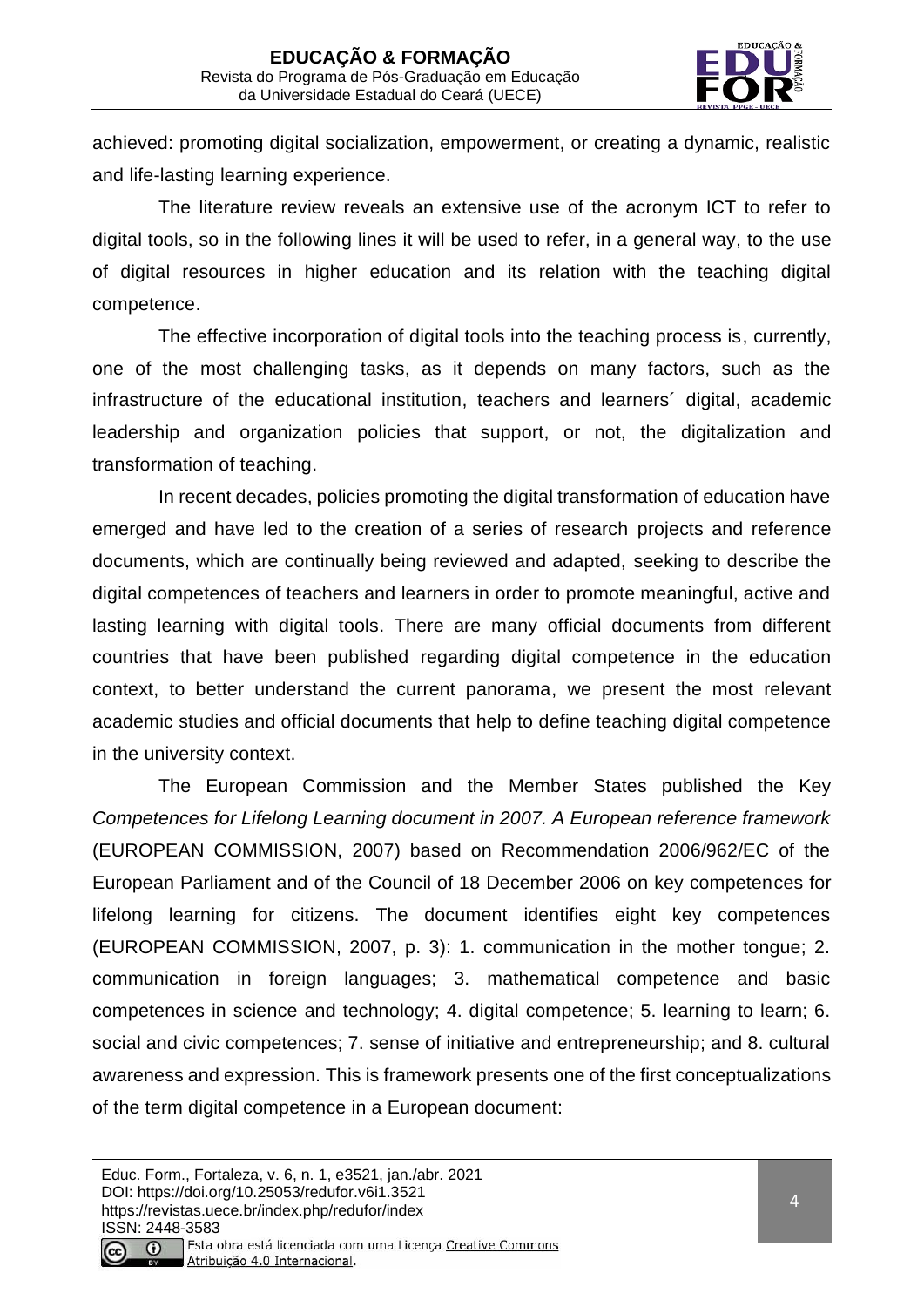achieved: promoting digital socialization, empowerment, or creating a dynamic, realistic and life-lasting learning experience.

The literature review reveals an extensive use of the acronym ICT to refer to digital tools, so in the following lines it will be used to refer, in a general way, to the use of digital resources in higher education and its relation with the teaching digital competence.

The effective incorporation of digital tools into the teaching process is, currently, one of the most challenging tasks, as it depends on many factors, such as the infrastructure of the educational institution, teachers and learners´ digital, academic leadership and organization policies that support, or not, the digitalization and transformation of teaching.

In recent decades, policies promoting the digital transformation of education have emerged and have led to the creation of a series of research projects and reference documents, which are continually being reviewed and adapted, seeking to describe the digital competences of teachers and learners in order to promote meaningful, active and lasting learning with digital tools. There are many official documents from different countries that have been published regarding digital competence in the education context, to better understand the current panorama, we present the most relevant academic studies and official documents that help to define teaching digital competence in the university context.

The European Commission and the Member States published the Key *Competences for Lifelong Learning document in 2007. A European reference framework* (EUROPEAN COMMISSION, 2007) based on Recommendation 2006/962/EC of the European Parliament and of the Council of 18 December 2006 on key competences for lifelong learning for citizens. The document identifies eight key competences (EUROPEAN COMMISSION, 2007, p. 3): 1. communication in the mother tongue; 2. communication in foreign languages; 3. mathematical competence and basic competences in science and technology; 4. digital competence; 5. learning to learn; 6. social and civic competences; 7. sense of initiative and entrepreneurship; and 8. cultural awareness and expression. This is framework presents one of the first conceptualizations of the term digital competence in a European document: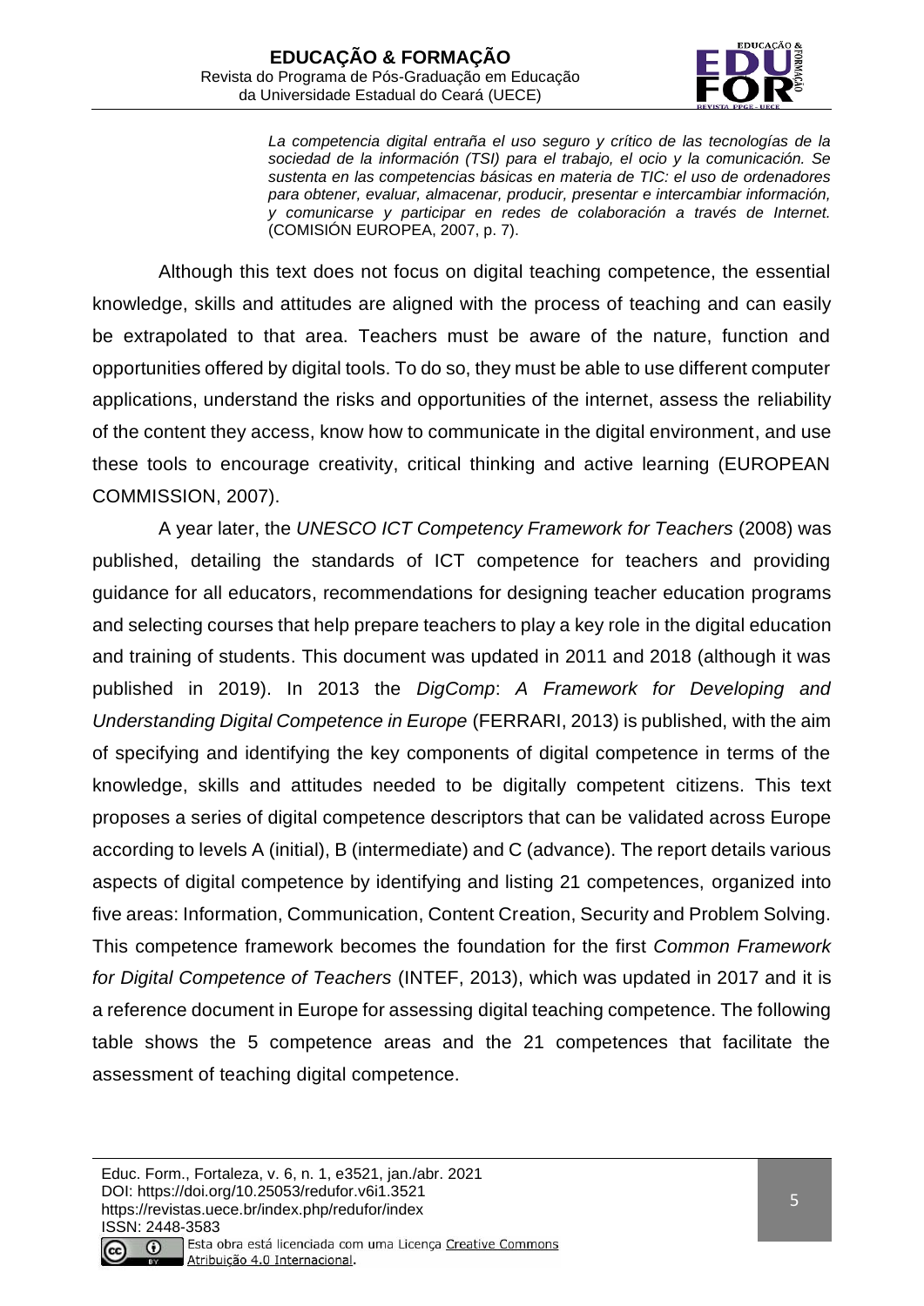> *La competencia digital entraña el uso seguro y crítico de las tecnologías de la sociedad de la información (TSI) para el trabajo, el ocio y la comunicación. Se sustenta en las competencias básicas en materia de TIC: el uso de ordenadores para obtener, evaluar, almacenar, producir, presentar e intercambiar información, y comunicarse y participar en redes de colaboración a través de Internet.* (COMISIÓN EUROPEA, 2007, p. 7).

Although this text does not focus on digital teaching competence, the essential knowledge, skills and attitudes are aligned with the process of teaching and can easily be extrapolated to that area. Teachers must be aware of the nature, function and opportunities offered by digital tools. To do so, they must be able to use different computer applications, understand the risks and opportunities of the internet, assess the reliability of the content they access, know how to communicate in the digital environment, and use these tools to encourage creativity, critical thinking and active learning (EUROPEAN COMMISSION, 2007).

A year later, the *UNESCO ICT Competency Framework for Teachers* (2008) was published, detailing the standards of ICT competence for teachers and providing guidance for all educators, recommendations for designing teacher education programs and selecting courses that help prepare teachers to play a key role in the digital education and training of students. This document was updated in 2011 and 2018 (although it was published in 2019). In 2013 the *DigComp*: *A Framework for Developing and Understanding Digital Competence in Europe* (FERRARI, 2013) is published, with the aim of specifying and identifying the key components of digital competence in terms of the knowledge, skills and attitudes needed to be digitally competent citizens. This text proposes a series of digital competence descriptors that can be validated across Europe according to levels A (initial), B (intermediate) and C (advance). The report details various aspects of digital competence by identifying and listing 21 competences, organized into five areas: Information, Communication, Content Creation, Security and Problem Solving. This competence framework becomes the foundation for the first *Common Framework for Digital Competence of Teachers* (INTEF, 2013), which was updated in 2017 and it is a reference document in Europe for assessing digital teaching competence. The following table shows the 5 competence areas and the 21 competences that facilitate the assessment of teaching digital competence.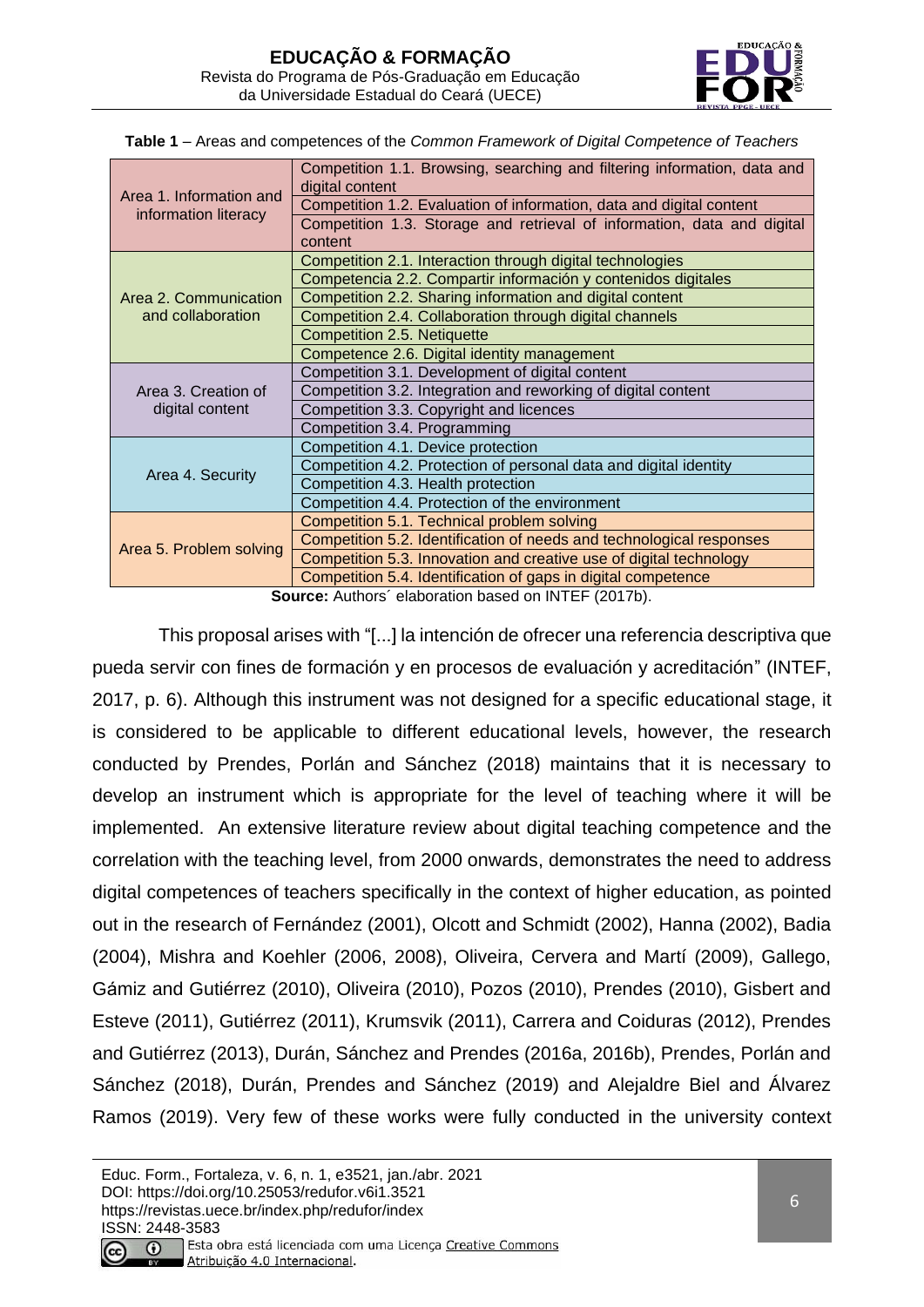**Table 1** – Areas and competences of the *Common Framework of Digital Competence of Teachers*

| Area | Competence |
|---|---|
| Area 1. Information and information literacy | Competition 1.1. Browsing, searching and filtering information, data and digital content |
| | Competition 1.2. Evaluation of information, data and digital content |
| | Competition 1.3. Storage and retrieval of information, data and digital content |
| Area 2. Communication and collaboration | Competition 2.1. Interaction through digital technologies |
| | Competencia 2.2. Compartir información y contenidos digitales |
| | Competition 2.2. Sharing information and digital content |
| | Competition 2.4. Collaboration through digital channels |
| | Competition 2.5. Netiquette |
| | Competence 2.6. Digital identity management |
| Area 3. Creation of digital content | Competition 3.1. Development of digital content |
| | Competition 3.2. Integration and reworking of digital content |
| | Competition 3.3. Copyright and licences |
| | Competition 3.4. Programming |
| Area 4. Security | Competition 4.1. Device protection |
| | Competition 4.2. Protection of personal data and digital identity |
| | Competition 4.3. Health protection |
| | Competition 4.4. Protection of the environment |
| Area 5. Problem solving | Competition 5.1. Technical problem solving |
| | Competition 5.2. Identification of needs and technological responses |
| | Competition 5.3. Innovation and creative use of digital technology |
| | Competition 5.4. Identification of gaps in digital competence |

**Source:** Authors´ elaboration based on INTEF (2017b).

This proposal arises with "[...] la intención de ofrecer una referencia descriptiva que pueda servir con fines de formación y en procesos de evaluación y acreditación" (INTEF, 2017, p. 6). Although this instrument was not designed for a specific educational stage, it is considered to be applicable to different educational levels, however, the research conducted by Prendes, Porlán and Sánchez (2018) maintains that it is necessary to develop an instrument which is appropriate for the level of teaching where it will be implemented. An extensive literature review about digital teaching competence and the correlation with the teaching level, from 2000 onwards, demonstrates the need to address digital competences of teachers specifically in the context of higher education, as pointed out in the research of Fernández (2001), Olcott and Schmidt (2002), Hanna (2002), Badia (2004), Mishra and Koehler (2006, 2008), Oliveira, Cervera and Martí (2009), Gallego, Gámiz and Gutiérrez (2010), Oliveira (2010), Pozos (2010), Prendes (2010), Gisbert and Esteve (2011), Gutiérrez (2011), Krumsvik (2011), Carrera and Coiduras (2012), Prendes and Gutiérrez (2013), Durán, Sánchez and Prendes (2016a, 2016b), Prendes, Porlán and Sánchez (2018), Durán, Prendes and Sánchez (2019) and Alejaldre Biel and Álvarez Ramos (2019). Very few of these works were fully conducted in the university context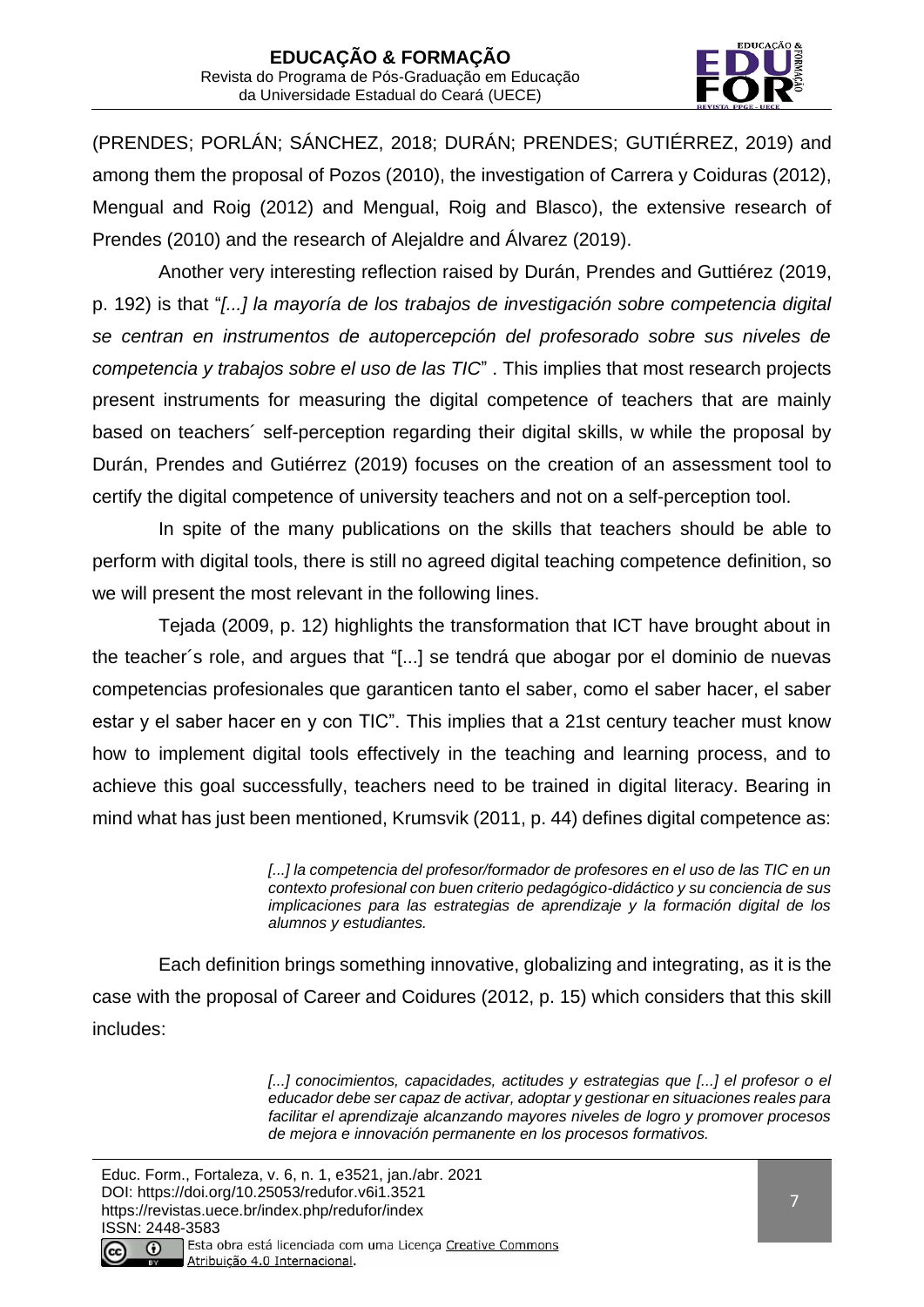(PRENDES; PORLÁN; SÁNCHEZ, 2018; DURÁN; PRENDES; GUTIÉRREZ, 2019) and among them the proposal of Pozos (2010), the investigation of Carrera y Coiduras (2012), Mengual and Roig (2012) and Mengual, Roig and Blasco), the extensive research of Prendes (2010) and the research of Alejaldre and Álvarez (2019).

Another very interesting reflection raised by Durán, Prendes and Guttiérez (2019, p. 192) is that "*[...] la mayoría de los trabajos de investigación sobre competencia digital se centran en instrumentos de autopercepción del profesorado sobre sus niveles de competencia y trabajos sobre el uso de las TIC*" . This implies that most research projects present instruments for measuring the digital competence of teachers that are mainly based on teachers´ self-perception regarding their digital skills, w while the proposal by Durán, Prendes and Gutiérrez (2019) focuses on the creation of an assessment tool to certify the digital competence of university teachers and not on a self-perception tool.

In spite of the many publications on the skills that teachers should be able to perform with digital tools, there is still no agreed digital teaching competence definition, so we will present the most relevant in the following lines.

Tejada (2009, p. 12) highlights the transformation that ICT have brought about in the teacher´s role, and argues that "[...] se tendrá que abogar por el dominio de nuevas competencias profesionales que garanticen tanto el saber, como el saber hacer, el saber estar y el saber hacer en y con TIC". This implies that a 21st century teacher must know how to implement digital tools effectively in the teaching and learning process, and to achieve this goal successfully, teachers need to be trained in digital literacy. Bearing in mind what has just been mentioned, Krumsvik (2011, p. 44) defines digital competence as:

> *[...] la competencia del profesor/formador de profesores en el uso de las TIC en un contexto profesional con buen criterio pedagógico-didáctico y su conciencia de sus implicaciones para las estrategias de aprendizaje y la formación digital de los alumnos y estudiantes.*

Each definition brings something innovative, globalizing and integrating, as it is the case with the proposal of Career and Coidures (2012, p. 15) which considers that this skill includes:

> *[...] conocimientos, capacidades, actitudes y estrategias que [...] el profesor o el educador debe ser capaz de activar, adoptar y gestionar en situaciones reales para facilitar el aprendizaje alcanzando mayores niveles de logro y promover procesos de mejora e innovación permanente en los procesos formativos.*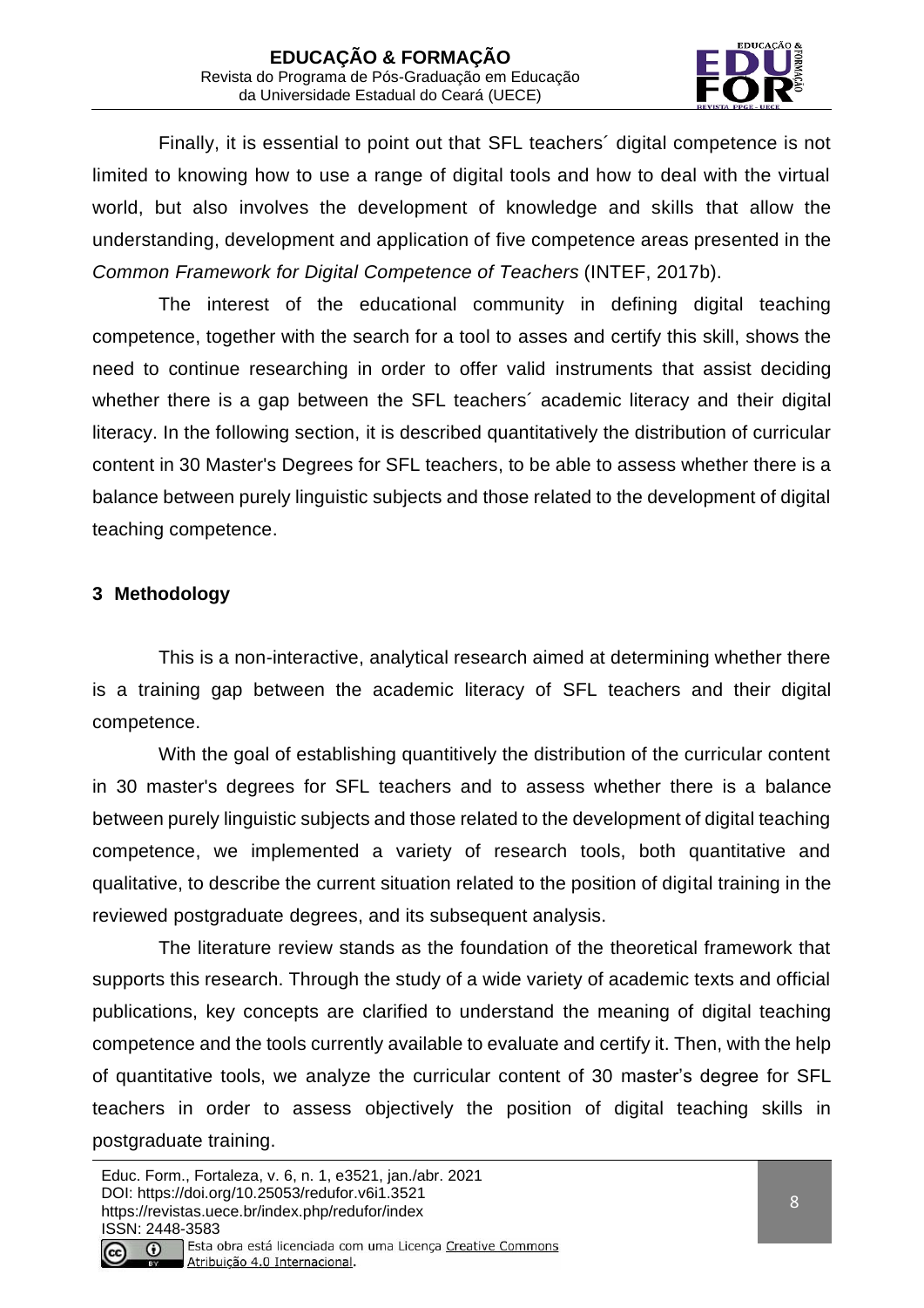Finally, it is essential to point out that SFL teachers´ digital competence is not limited to knowing how to use a range of digital tools and how to deal with the virtual world, but also involves the development of knowledge and skills that allow the understanding, development and application of five competence areas presented in the *Common Framework for Digital Competence of Teachers* (INTEF, 2017b).

The interest of the educational community in defining digital teaching competence, together with the search for a tool to asses and certify this skill, shows the need to continue researching in order to offer valid instruments that assist deciding whether there is a gap between the SFL teachers´ academic literacy and their digital literacy. In the following section, it is described quantitatively the distribution of curricular content in 30 Master's Degrees for SFL teachers, to be able to assess whether there is a balance between purely linguistic subjects and those related to the development of digital teaching competence.

## 3 Methodology

This is a non-interactive, analytical research aimed at determining whether there is a training gap between the academic literacy of SFL teachers and their digital competence.

With the goal of establishing quantitively the distribution of the curricular content in 30 master's degrees for SFL teachers and to assess whether there is a balance between purely linguistic subjects and those related to the development of digital teaching competence, we implemented a variety of research tools, both quantitative and qualitative, to describe the current situation related to the position of digital training in the reviewed postgraduate degrees, and its subsequent analysis.

The literature review stands as the foundation of the theoretical framework that supports this research. Through the study of a wide variety of academic texts and official publications, key concepts are clarified to understand the meaning of digital teaching competence and the tools currently available to evaluate and certify it. Then, with the help of quantitative tools, we analyze the curricular content of 30 master's degree for SFL teachers in order to assess objectively the position of digital teaching skills in postgraduate training.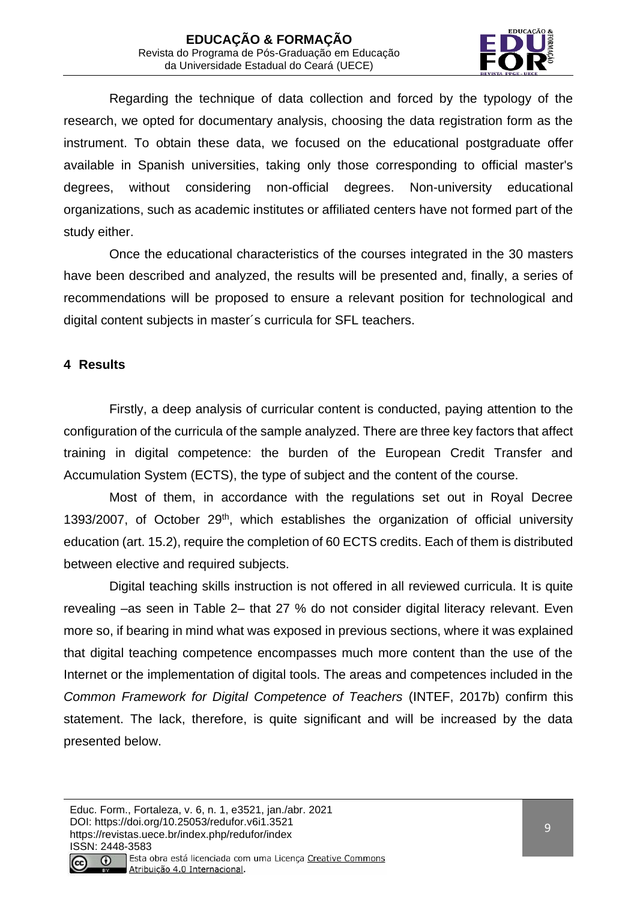Regarding the technique of data collection and forced by the typology of the research, we opted for documentary analysis, choosing the data registration form as the instrument. To obtain these data, we focused on the educational postgraduate offer available in Spanish universities, taking only those corresponding to official master's degrees, without considering non-official degrees. Non-university educational organizations, such as academic institutes or affiliated centers have not formed part of the study either.

Once the educational characteristics of the courses integrated in the 30 masters have been described and analyzed, the results will be presented and, finally, a series of recommendations will be proposed to ensure a relevant position for technological and digital content subjects in master´s curricula for SFL teachers.

## 4 Results

Firstly, a deep analysis of curricular content is conducted, paying attention to the configuration of the curricula of the sample analyzed. There are three key factors that affect training in digital competence: the burden of the European Credit Transfer and Accumulation System (ECTS), the type of subject and the content of the course.

Most of them, in accordance with the regulations set out in Royal Decree 1393/2007, of October 29th, which establishes the organization of official university education (art. 15.2), require the completion of 60 ECTS credits. Each of them is distributed between elective and required subjects.

Digital teaching skills instruction is not offered in all reviewed curricula. It is quite revealing –as seen in Table 2– that 27 % do not consider digital literacy relevant. Even more so, if bearing in mind what was exposed in previous sections, where it was explained that digital teaching competence encompasses much more content than the use of the Internet or the implementation of digital tools. The areas and competences included in the *Common Framework for Digital Competence of Teachers* (INTEF, 2017b) confirm this statement. The lack, therefore, is quite significant and will be increased by the data presented below.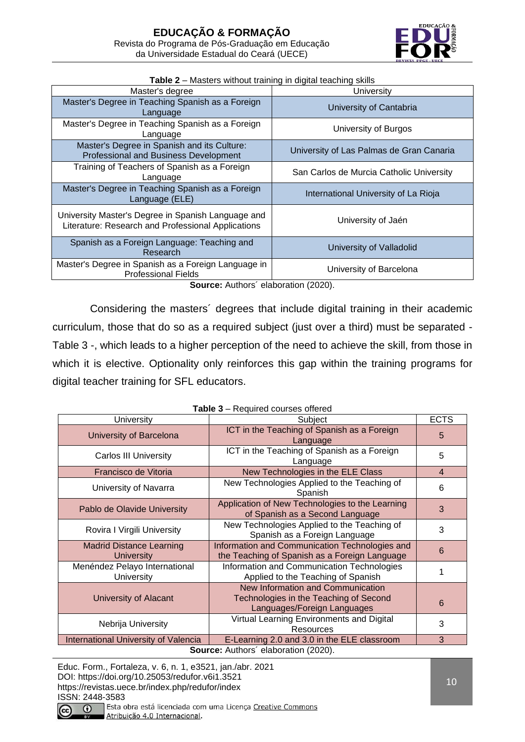**Table 2** – Masters without training in digital teaching skills

| Master's degree | University |
|---|---|
| Master's Degree in Teaching Spanish as a Foreign Language | University of Cantabria |
| Master's Degree in Teaching Spanish as a Foreign Language | University of Burgos |
| Master's Degree in Spanish and its Culture: Professional and Business Development | University of Las Palmas de Gran Canaria |
| Training of Teachers of Spanish as a Foreign Language | San Carlos de Murcia Catholic University |
| Master's Degree in Teaching Spanish as a Foreign Language (ELE) | International University of La Rioja |
| University Master's Degree in Spanish Language and Literature: Research and Professional Applications | University of Jaén |
| Spanish as a Foreign Language: Teaching and Research | University of Valladolid |
| Master's Degree in Spanish as a Foreign Language in Professional Fields | University of Barcelona |

**Source:** Authors´ elaboration (2020).

Considering the masters´ degrees that include digital training in their academic curriculum, those that do so as a required subject (just over a third) must be separated - Table 3 -, which leads to a higher perception of the need to achieve the skill, from those in which it is elective. Optionality only reinforces this gap within the training programs for digital teacher training for SFL educators.

**Table 3** – Required courses offered

| University | Subject | ECTS |
|---|---|---|
| University of Barcelona | ICT in the Teaching of Spanish as a Foreign Language | 5 |
| Carlos III University | ICT in the Teaching of Spanish as a Foreign Language | 5 |
| Francisco de Vitoria | New Technologies in the ELE Class | 4 |
| University of Navarra | New Technologies Applied to the Teaching of Spanish | 6 |
| Pablo de Olavide University | Application of New Technologies to the Learning of Spanish as a Second Language | 3 |
| Rovira I Virgili University | New Technologies Applied to the Teaching of Spanish as a Foreign Language | 3 |
| Madrid Distance Learning University | Information and Communication Technologies and the Teaching of Spanish as a Foreign Language | 6 |
| Menéndez Pelayo International University | Information and Communication Technologies Applied to the Teaching of Spanish | 1 |
| University of Alacant | New Information and Communication Technologies in the Teaching of Second Languages/Foreign Languages | 6 |
| Nebrija University | Virtual Learning Environments and Digital Resources | 3 |
| International University of Valencia | E-Learning 2.0 and 3.0 in the ELE classroom | 3 |

**Source:** Authors´ elaboration (2020).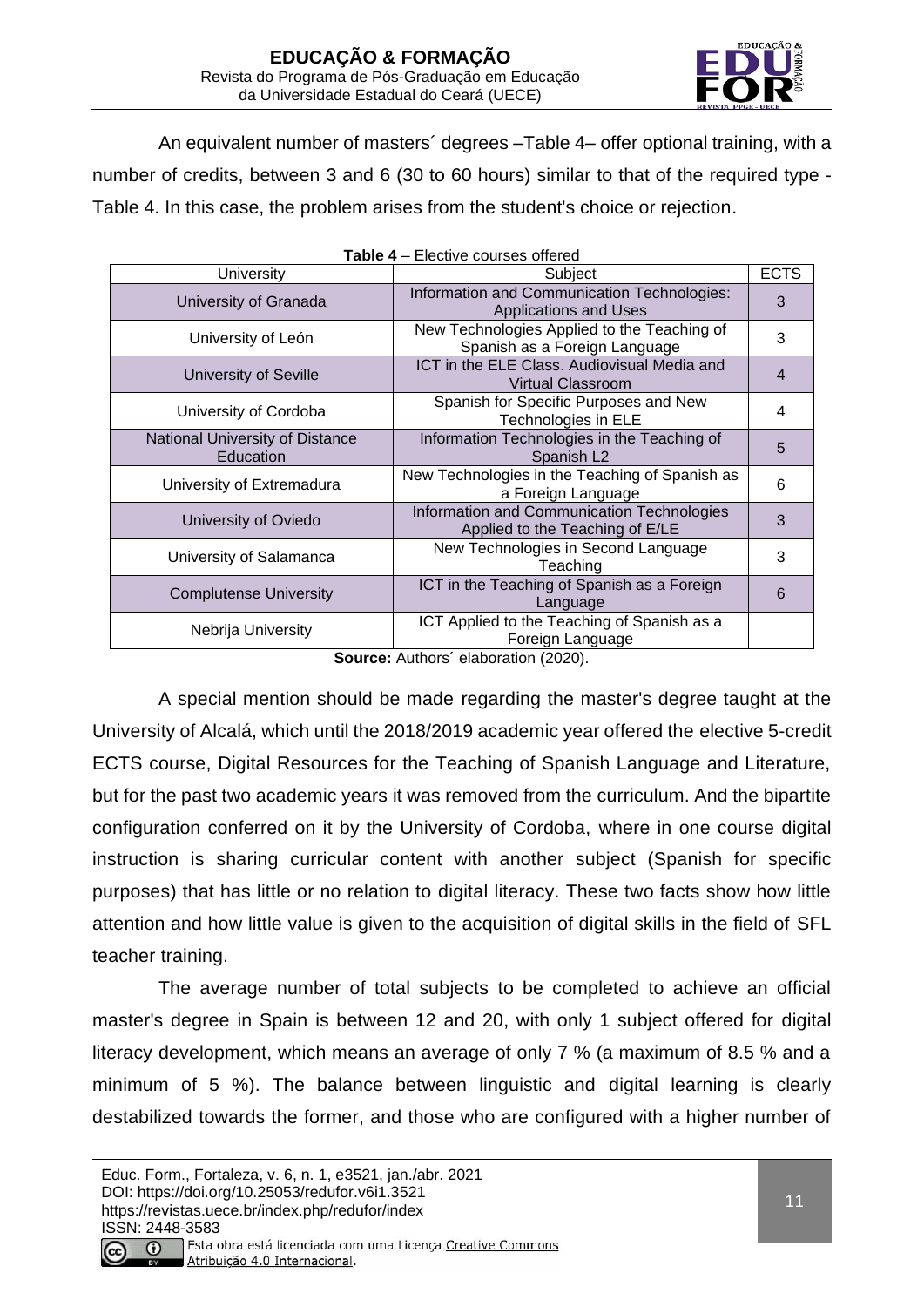An equivalent number of masters´ degrees –Table 4– offer optional training, with a number of credits, between 3 and 6 (30 to 60 hours) similar to that of the required type - Table 4. In this case, the problem arises from the student's choice or rejection.

**Table 4** – Elective courses offered

| University | Subject | ECTS |
|---|---|---|
| University of Granada | Information and Communication Technologies: Applications and Uses | 3 |
| University of León | New Technologies Applied to the Teaching of Spanish as a Foreign Language | 3 |
| University of Seville | ICT in the ELE Class. Audiovisual Media and Virtual Classroom | 4 |
| University of Cordoba | Spanish for Specific Purposes and New Technologies in ELE | 4 |
| National University of Distance Education | Information Technologies in the Teaching of Spanish L2 | 5 |
| University of Extremadura | New Technologies in the Teaching of Spanish as a Foreign Language | 6 |
| University of Oviedo | Information and Communication Technologies Applied to the Teaching of E/LE | 3 |
| University of Salamanca | New Technologies in Second Language Teaching | 3 |
| Complutense University | ICT in the Teaching of Spanish as a Foreign Language | 6 |
| Nebrija University | ICT Applied to the Teaching of Spanish as a Foreign Language | |

**Source:** Authors´ elaboration (2020).

A special mention should be made regarding the master's degree taught at the University of Alcalá, which until the 2018/2019 academic year offered the elective 5-credit ECTS course, Digital Resources for the Teaching of Spanish Language and Literature, but for the past two academic years it was removed from the curriculum. And the bipartite configuration conferred on it by the University of Cordoba, where in one course digital instruction is sharing curricular content with another subject (Spanish for specific purposes) that has little or no relation to digital literacy. These two facts show how little attention and how little value is given to the acquisition of digital skills in the field of SFL teacher training.

The average number of total subjects to be completed to achieve an official master's degree in Spain is between 12 and 20, with only 1 subject offered for digital literacy development, which means an average of only 7 % (a maximum of 8.5 % and a minimum of 5 %). The balance between linguistic and digital learning is clearly destabilized towards the former, and those who are configured with a higher number of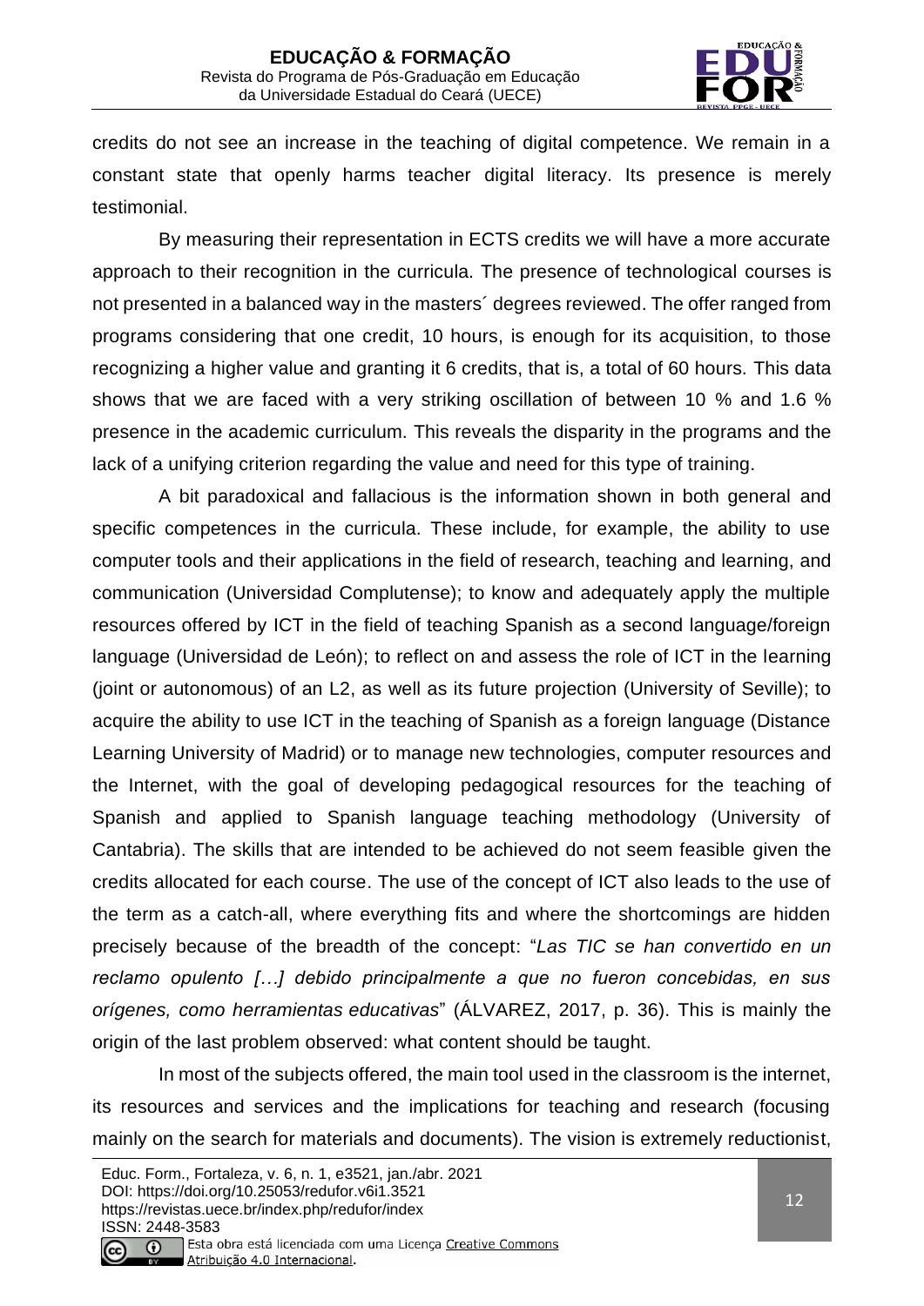credits do not see an increase in the teaching of digital competence. We remain in a constant state that openly harms teacher digital literacy. Its presence is merely testimonial.

By measuring their representation in ECTS credits we will have a more accurate approach to their recognition in the curricula. The presence of technological courses is not presented in a balanced way in the masters´ degrees reviewed. The offer ranged from programs considering that one credit, 10 hours, is enough for its acquisition, to those recognizing a higher value and granting it 6 credits, that is, a total of 60 hours. This data shows that we are faced with a very striking oscillation of between 10 % and 1.6 % presence in the academic curriculum. This reveals the disparity in the programs and the lack of a unifying criterion regarding the value and need for this type of training.

A bit paradoxical and fallacious is the information shown in both general and specific competences in the curricula. These include, for example, the ability to use computer tools and their applications in the field of research, teaching and learning, and communication (Universidad Complutense); to know and adequately apply the multiple resources offered by ICT in the field of teaching Spanish as a second language/foreign language (Universidad de León); to reflect on and assess the role of ICT in the learning (joint or autonomous) of an L2, as well as its future projection (University of Seville); to acquire the ability to use ICT in the teaching of Spanish as a foreign language (Distance Learning University of Madrid) or to manage new technologies, computer resources and the Internet, with the goal of developing pedagogical resources for the teaching of Spanish and applied to Spanish language teaching methodology (University of Cantabria). The skills that are intended to be achieved do not seem feasible given the credits allocated for each course. The use of the concept of ICT also leads to the use of the term as a catch-all, where everything fits and where the shortcomings are hidden precisely because of the breadth of the concept: "*Las TIC se han convertido en un reclamo opulento […] debido principalmente a que no fueron concebidas, en sus orígenes, como herramientas educativas*" (ÁLVAREZ, 2017, p. 36). This is mainly the origin of the last problem observed: what content should be taught.

In most of the subjects offered, the main tool used in the classroom is the internet, its resources and services and the implications for teaching and research (focusing mainly on the search for materials and documents). The vision is extremely reductionist,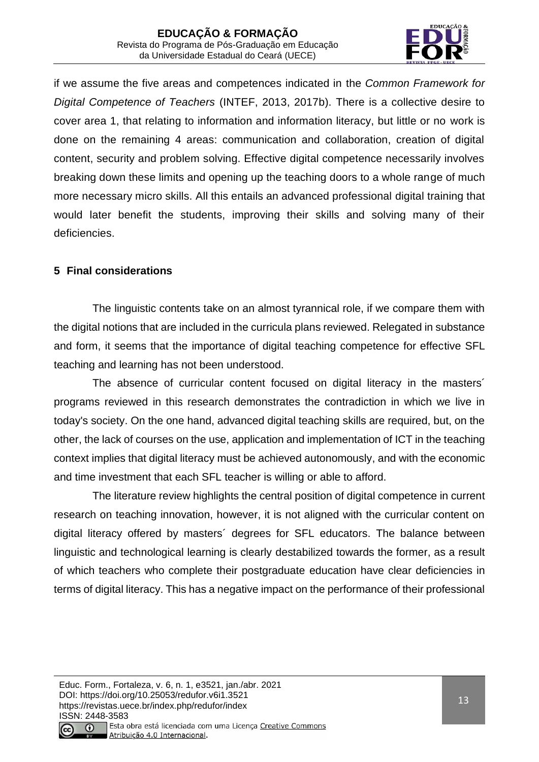if we assume the five areas and competences indicated in the *Common Framework for Digital Competence of Teachers* (INTEF, 2013, 2017b). There is a collective desire to cover area 1, that relating to information and information literacy, but little or no work is done on the remaining 4 areas: communication and collaboration, creation of digital content, security and problem solving. Effective digital competence necessarily involves breaking down these limits and opening up the teaching doors to a whole range of much more necessary micro skills. All this entails an advanced professional digital training that would later benefit the students, improving their skills and solving many of their deficiencies.

## 5 Final considerations

The linguistic contents take on an almost tyrannical role, if we compare them with the digital notions that are included in the curricula plans reviewed. Relegated in substance and form, it seems that the importance of digital teaching competence for effective SFL teaching and learning has not been understood.

The absence of curricular content focused on digital literacy in the masters´ programs reviewed in this research demonstrates the contradiction in which we live in today's society. On the one hand, advanced digital teaching skills are required, but, on the other, the lack of courses on the use, application and implementation of ICT in the teaching context implies that digital literacy must be achieved autonomously, and with the economic and time investment that each SFL teacher is willing or able to afford.

The literature review highlights the central position of digital competence in current research on teaching innovation, however, it is not aligned with the curricular content on digital literacy offered by masters´ degrees for SFL educators. The balance between linguistic and technological learning is clearly destabilized towards the former, as a result of which teachers who complete their postgraduate education have clear deficiencies in terms of digital literacy. This has a negative impact on the performance of their professional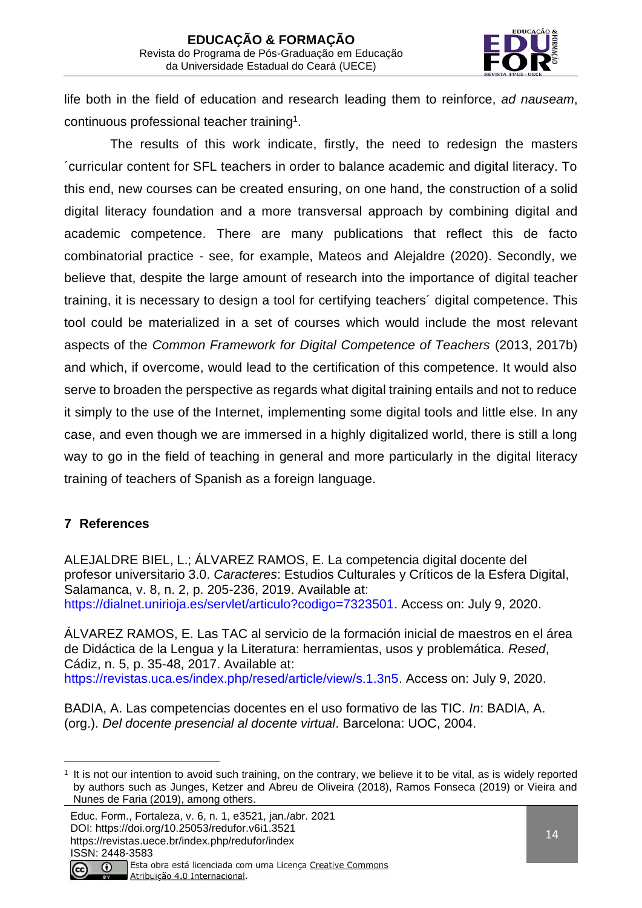life both in the field of education and research leading them to reinforce, *ad nauseam*, continuous professional teacher training[1].

The results of this work indicate, firstly, the need to redesign the masters ´curricular content for SFL teachers in order to balance academic and digital literacy. To this end, new courses can be created ensuring, on one hand, the construction of a solid digital literacy foundation and a more transversal approach by combining digital and academic competence. There are many publications that reflect this de facto combinatorial practice - see, for example, Mateos and Alejaldre (2020). Secondly, we believe that, despite the large amount of research into the importance of digital teacher training, it is necessary to design a tool for certifying teachers´ digital competence. This tool could be materialized in a set of courses which would include the most relevant aspects of the *Common Framework for Digital Competence of Teachers* (2013, 2017b) and which, if overcome, would lead to the certification of this competence. It would also serve to broaden the perspective as regards what digital training entails and not to reduce it simply to the use of the Internet, implementing some digital tools and little else. In any case, and even though we are immersed in a highly digitalized world, there is still a long way to go in the field of teaching in general and more particularly in the digital literacy training of teachers of Spanish as a foreign language.

## 7 References

ALEJALDRE BIEL, L.; ÁLVAREZ RAMOS, E. La competencia digital docente del profesor universitario 3.0. *Caracteres*: Estudios Culturales y Críticos de la Esfera Digital, Salamanca, v. 8, n. 2, p. 205-236, 2019. Available at: https://dialnet.unirioja.es/servlet/articulo?codigo=7323501. Access on: July 9, 2020.

ÁLVAREZ RAMOS, E. Las TAC al servicio de la formación inicial de maestros en el área de Didáctica de la Lengua y la Literatura: herramientas, usos y problemática. *Resed*, Cádiz, n. 5, p. 35-48, 2017. Available at: https://revistas.uca.es/index.php/resed/article/view/s.1.3n5. Access on: July 9, 2020.

BADIA, A. Las competencias docentes en el uso formativo de las TIC. *In*: BADIA, A. (org.). *Del docente presencial al docente virtual*. Barcelona: UOC, 2004.

[1] It is not our intention to avoid such training, on the contrary, we believe it to be vital, as is widely reported by authors such as Junges, Ketzer and Abreu de Oliveira (2018), Ramos Fonseca (2019) or Vieira and Nunes de Faria (2019), among others.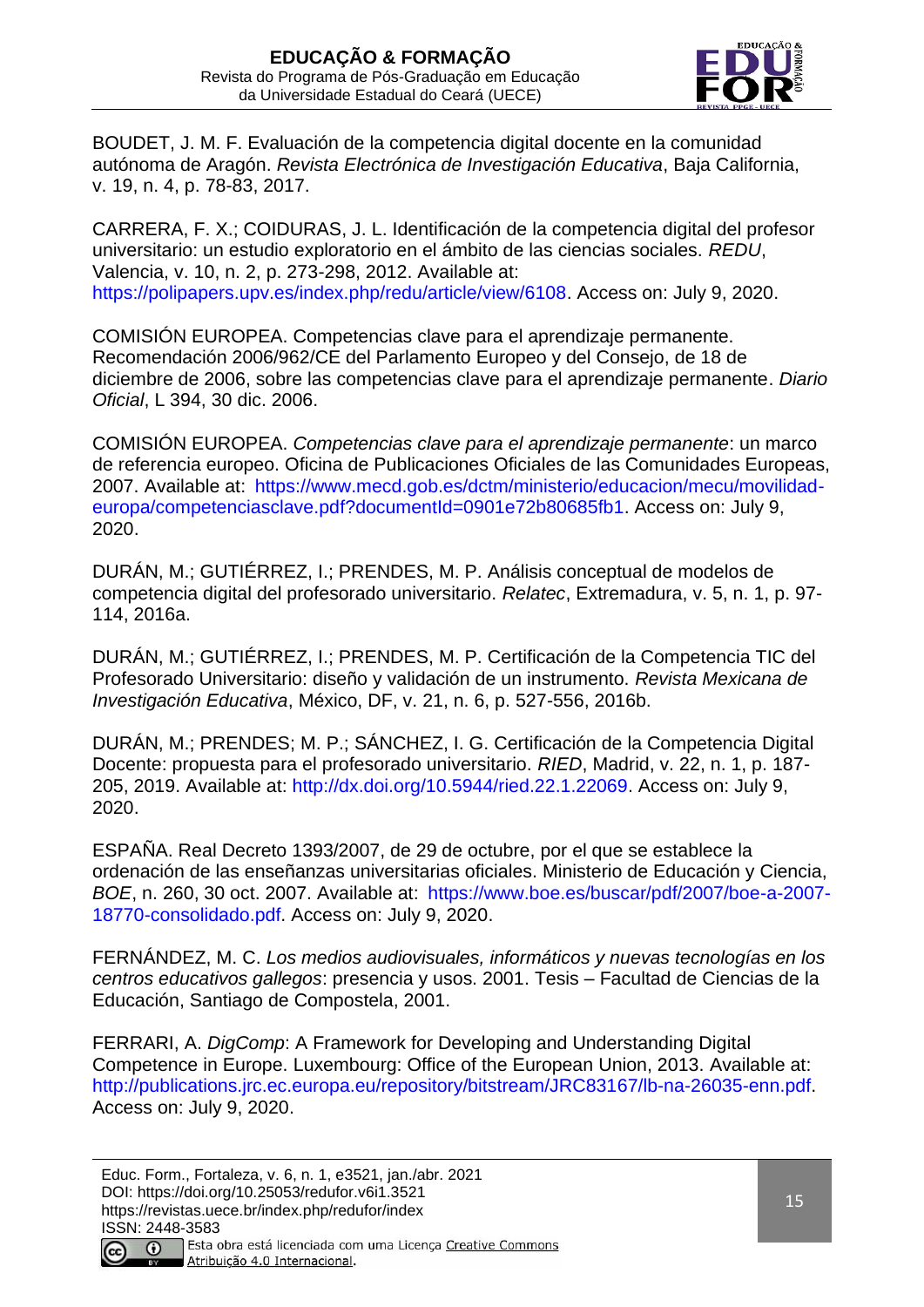BOUDET, J. M. F. Evaluación de la competencia digital docente en la comunidad autónoma de Aragón. *Revista Electrónica de Investigación Educativa*, Baja California, v. 19, n. 4, p. 78-83, 2017.

CARRERA, F. X.; COIDURAS, J. L. Identificación de la competencia digital del profesor universitario: un estudio exploratorio en el ámbito de las ciencias sociales. *REDU*, Valencia, v. 10, n. 2, p. 273-298, 2012. Available at: https://polipapers.upv.es/index.php/redu/article/view/6108. Access on: July 9, 2020.

COMISIÓN EUROPEA. Competencias clave para el aprendizaje permanente. Recomendación 2006/962/CE del Parlamento Europeo y del Consejo, de 18 de diciembre de 2006, sobre las competencias clave para el aprendizaje permanente. *Diario Oficial*, L 394, 30 dic. 2006.

COMISIÓN EUROPEA. *Competencias clave para el aprendizaje permanente*: un marco de referencia europeo. Oficina de Publicaciones Oficiales de las Comunidades Europeas, 2007. Available at: https://www.mecd.gob.es/dctm/ministerio/educacion/mecu/movilidad-europa/competenciasclave.pdf?documentId=0901e72b80685fb1. Access on: July 9, 2020.

DURÁN, M.; GUTIÉRREZ, I.; PRENDES, M. P. Análisis conceptual de modelos de competencia digital del profesorado universitario. *Relatec*, Extremadura, v. 5, n. 1, p. 97-114, 2016a.

DURÁN, M.; GUTIÉRREZ, I.; PRENDES, M. P. Certificación de la Competencia TIC del Profesorado Universitario: diseño y validación de un instrumento. *Revista Mexicana de Investigación Educativa*, México, DF, v. 21, n. 6, p. 527-556, 2016b.

DURÁN, M.; PRENDES; M. P.; SÁNCHEZ, I. G. Certificación de la Competencia Digital Docente: propuesta para el profesorado universitario. *RIED*, Madrid, v. 22, n. 1, p. 187-205, 2019. Available at: http://dx.doi.org/10.5944/ried.22.1.22069. Access on: July 9, 2020.

ESPAÑA. Real Decreto 1393/2007, de 29 de octubre, por el que se establece la ordenación de las enseñanzas universitarias oficiales. Ministerio de Educación y Ciencia, *BOE*, n. 260, 30 oct. 2007. Available at: https://www.boe.es/buscar/pdf/2007/boe-a-2007-18770-consolidado.pdf. Access on: July 9, 2020.

FERNÁNDEZ, M. C. *Los medios audiovisuales, informáticos y nuevas tecnologías en los centros educativos gallegos*: presencia y usos. 2001. Tesis – Facultad de Ciencias de la Educación, Santiago de Compostela, 2001.

FERRARI, A. *DigComp*: A Framework for Developing and Understanding Digital Competence in Europe. Luxembourg: Office of the European Union, 2013. Available at: http://publications.jrc.ec.europa.eu/repository/bitstream/JRC83167/lb-na-26035-enn.pdf. Access on: July 9, 2020.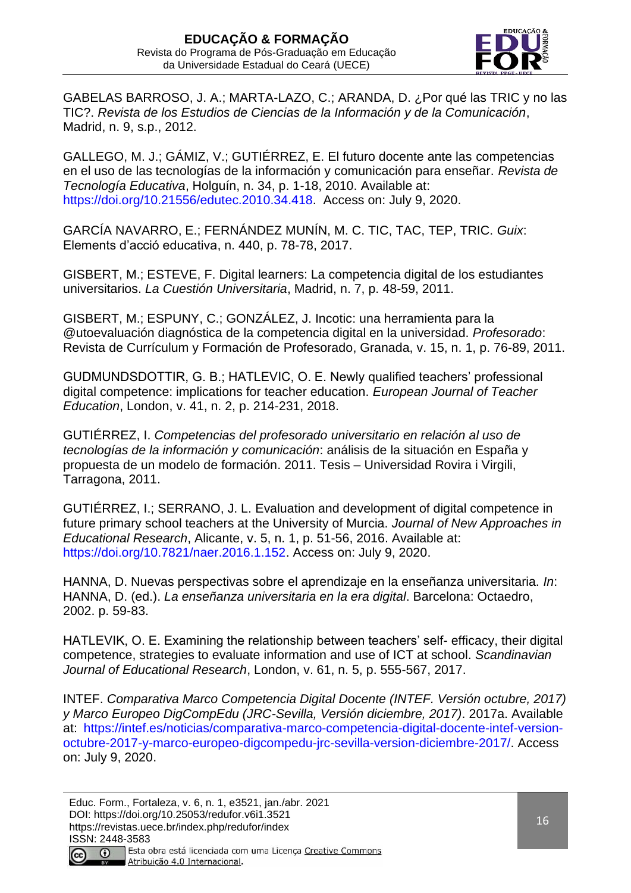GABELAS BARROSO, J. A.; MARTA-LAZO, C.; ARANDA, D. ¿Por qué las TRIC y no las TIC?. *Revista de los Estudios de Ciencias de la Información y de la Comunicación*, Madrid, n. 9, s.p., 2012.

GALLEGO, M. J.; GÁMIZ, V.; GUTIÉRREZ, E. El futuro docente ante las competencias en el uso de las tecnologías de la información y comunicación para enseñar. *Revista de Tecnología Educativa*, Holguín, n. 34, p. 1-18, 2010. Available at: https://doi.org/10.21556/edutec.2010.34.418. Access on: July 9, 2020.

GARCÍA NAVARRO, E.; FERNÁNDEZ MUNÍN, M. C. TIC, TAC, TEP, TRIC. *Guix*: Elements d'acció educativa, n. 440, p. 78-78, 2017.

GISBERT, M.; ESTEVE, F. Digital learners: La competencia digital de los estudiantes universitarios. *La Cuestión Universitaria*, Madrid, n. 7, p. 48-59, 2011.

GISBERT, M.; ESPUNY, C.; GONZÁLEZ, J. Incotic: una herramienta para la @utoevaluación diagnóstica de la competencia digital en la universidad. *Profesorado*: Revista de Currículum y Formación de Profesorado, Granada, v. 15, n. 1, p. 76-89, 2011.

GUDMUNDSDOTTIR, G. B.; HATLEVIC, O. E. Newly qualified teachers' professional digital competence: implications for teacher education. *European Journal of Teacher Education*, London, v. 41, n. 2, p. 214-231, 2018.

GUTIÉRREZ, I. *Competencias del profesorado universitario en relación al uso de tecnologías de la información y comunicación*: análisis de la situación en España y propuesta de un modelo de formación. 2011. Tesis – Universidad Rovira i Virgili, Tarragona, 2011.

GUTIÉRREZ, I.; SERRANO, J. L. Evaluation and development of digital competence in future primary school teachers at the University of Murcia. *Journal of New Approaches in Educational Research*, Alicante, v. 5, n. 1, p. 51-56, 2016. Available at: https://doi.org/10.7821/naer.2016.1.152. Access on: July 9, 2020.

HANNA, D. Nuevas perspectivas sobre el aprendizaje en la enseñanza universitaria. *In*: HANNA, D. (ed.). *La enseñanza universitaria en la era digital*. Barcelona: Octaedro, 2002. p. 59-83.

HATLEVIK, O. E. Examining the relationship between teachers' self- efficacy, their digital competence, strategies to evaluate information and use of ICT at school. *Scandinavian Journal of Educational Research*, London, v. 61, n. 5, p. 555-567, 2017.

INTEF. *Comparativa Marco Competencia Digital Docente (INTEF. Versión octubre, 2017) y Marco Europeo DigCompEdu (JRC-Sevilla, Versión diciembre, 2017)*. 2017a. Available at: https://intef.es/noticias/comparativa-marco-competencia-digital-docente-intef-version-octubre-2017-y-marco-europeo-digcompedu-jrc-sevilla-version-diciembre-2017/. Access on: July 9, 2020.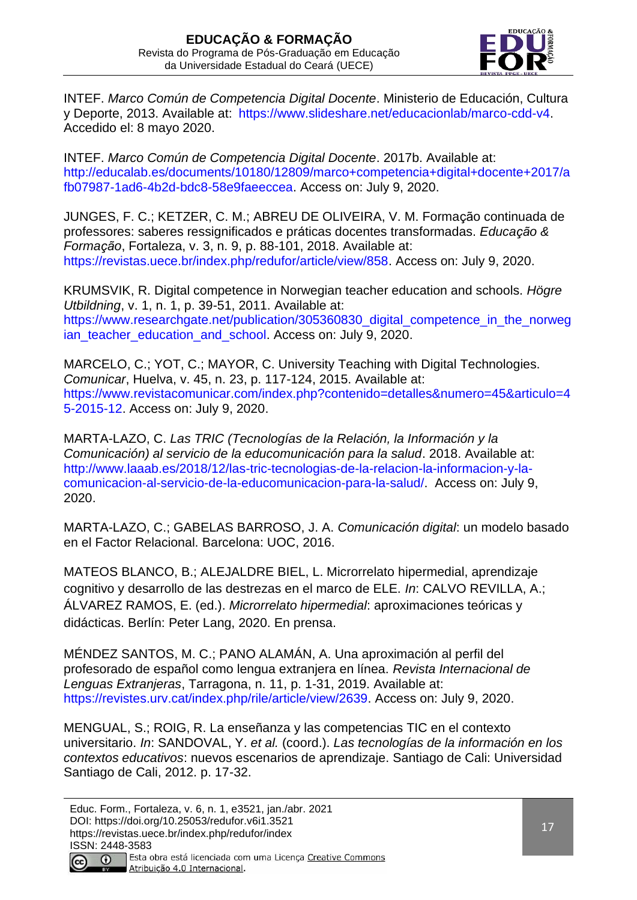INTEF. *Marco Común de Competencia Digital Docente*. Ministerio de Educación, Cultura y Deporte, 2013. Available at: https://www.slideshare.net/educacionlab/marco-cdd-v4. Accedido el: 8 mayo 2020.

INTEF. *Marco Común de Competencia Digital Docente*. 2017b. Available at: http://educalab.es/documents/10180/12809/marco+competencia+digital+docente+2017/afb07987-1ad6-4b2d-bdc8-58e9faeeccea. Access on: July 9, 2020.

JUNGES, F. C.; KETZER, C. M.; ABREU DE OLIVEIRA, V. M. Formação continuada de professores: saberes ressignificados e práticas docentes transformadas. *Educação & Formação*, Fortaleza, v. 3, n. 9, p. 88-101, 2018. Available at: https://revistas.uece.br/index.php/redufor/article/view/858. Access on: July 9, 2020.

KRUMSVIK, R. Digital competence in Norwegian teacher education and schools. *Högre Utbildning*, v. 1, n. 1, p. 39-51, 2011. Available at: https://www.researchgate.net/publication/305360830_digital_competence_in_the_norwegian_teacher_education_and_school. Access on: July 9, 2020.

MARCELO, C.; YOT, C.; MAYOR, C. University Teaching with Digital Technologies. *Comunicar*, Huelva, v. 45, n. 23, p. 117-124, 2015. Available at: https://www.revistacomunicar.com/index.php?contenido=detalles&numero=45&articulo=45-2015-12. Access on: July 9, 2020.

MARTA-LAZO, C. *Las TRIC (Tecnologías de la Relación, la Información y la Comunicación) al servicio de la educomunicación para la salud*. 2018. Available at: http://www.laaab.es/2018/12/las-tric-tecnologias-de-la-relacion-la-informacion-y-la-comunicacion-al-servicio-de-la-educomunicacion-para-la-salud/. Access on: July 9, 2020.

MARTA-LAZO, C.; GABELAS BARROSO, J. A. *Comunicación digital*: un modelo basado en el Factor Relacional. Barcelona: UOC, 2016.

MATEOS BLANCO, B.; ALEJALDRE BIEL, L. Microrrelato hipermedial, aprendizaje cognitivo y desarrollo de las destrezas en el marco de ELE. *In*: CALVO REVILLA, A.; ÁLVAREZ RAMOS, E. (ed.). *Microrrelato hipermedial*: aproximaciones teóricas y didácticas. Berlín: Peter Lang, 2020. En prensa.

MÉNDEZ SANTOS, M. C.; PANO ALAMÁN, A. Una aproximación al perfil del profesorado de español como lengua extranjera en línea. *Revista Internacional de Lenguas Extranjeras*, Tarragona, n. 11, p. 1-31, 2019. Available at: https://revistes.urv.cat/index.php/rile/article/view/2639. Access on: July 9, 2020.

MENGUAL, S.; ROIG, R. La enseñanza y las competencias TIC en el contexto universitario. *In*: SANDOVAL, Y. *et al.* (coord.). *Las tecnologías de la información en los contextos educativos*: nuevos escenarios de aprendizaje. Santiago de Cali: Universidad Santiago de Cali, 2012. p. 17-32.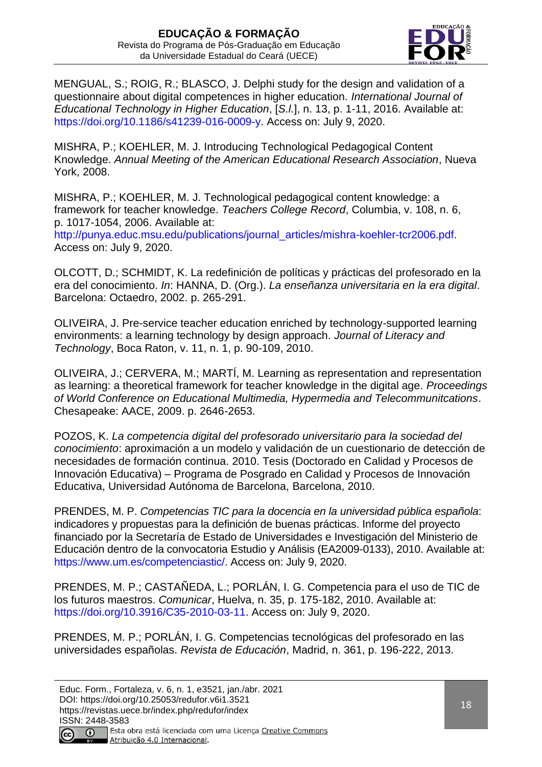MENGUAL, S.; ROIG, R.; BLASCO, J. Delphi study for the design and validation of a questionnaire about digital competences in higher education. *International Journal of Educational Technology in Higher Education*, [*S.l.*], n. 13, p. 1-11, 2016. Available at: https://doi.org/10.1186/s41239-016-0009-y. Access on: July 9, 2020.

MISHRA, P.; KOEHLER, M. J. Introducing Technological Pedagogical Content Knowledge. *Annual Meeting of the American Educational Research Association*, Nueva York, 2008.

MISHRA, P.; KOEHLER, M. J. Technological pedagogical content knowledge: a framework for teacher knowledge. *Teachers College Record*, Columbia, v. 108, n. 6, p. 1017-1054, 2006. Available at: http://punya.educ.msu.edu/publications/journal_articles/mishra-koehler-tcr2006.pdf. Access on: July 9, 2020.

OLCOTT, D.; SCHMIDT, K. La redefinición de políticas y prácticas del profesorado en la era del conocimiento. *In*: HANNA, D. (Org.). *La enseñanza universitaria en la era digital*. Barcelona: Octaedro, 2002. p. 265-291.

OLIVEIRA, J. Pre-service teacher education enriched by technology-supported learning environments: a learning technology by design approach. *Journal of Literacy and Technology*, Boca Raton, v. 11, n. 1, p. 90-109, 2010.

OLIVEIRA, J.; CERVERA, M.; MARTÍ, M. Learning as representation and representation as learning: a theoretical framework for teacher knowledge in the digital age. *Proceedings of World Conference on Educational Multimedia, Hypermedia and Telecommunitcations*. Chesapeake: AACE, 2009. p. 2646-2653.

POZOS, K. *La competencia digital del profesorado universitario para la sociedad del conocimiento*: aproximación a un modelo y validación de un cuestionario de detección de necesidades de formación continua. 2010. Tesis (Doctorado en Calidad y Procesos de Innovación Educativa) – Programa de Posgrado en Calidad y Procesos de Innovación Educativa, Universidad Autónoma de Barcelona, Barcelona, 2010.

PRENDES, M. P. *Competencias TIC para la docencia en la universidad pública española*: indicadores y propuestas para la definición de buenas prácticas. Informe del proyecto financiado por la Secretaría de Estado de Universidades e Investigación del Ministerio de Educación dentro de la convocatoria Estudio y Análisis (EA2009-0133), 2010. Available at: https://www.um.es/competenciastic/. Access on: July 9, 2020.

PRENDES, M. P.; CASTAÑEDA, L.; PORLÁN, I. G. Competencia para el uso de TIC de los futuros maestros. *Comunicar*, Huelva, n. 35, p. 175-182, 2010. Available at: https://doi.org/10.3916/C35-2010-03-11. Access on: July 9, 2020.

PRENDES, M. P.; PORLÁN, I. G. Competencias tecnológicas del profesorado en las universidades españolas. *Revista de Educación*, Madrid, n. 361, p. 196-222, 2013.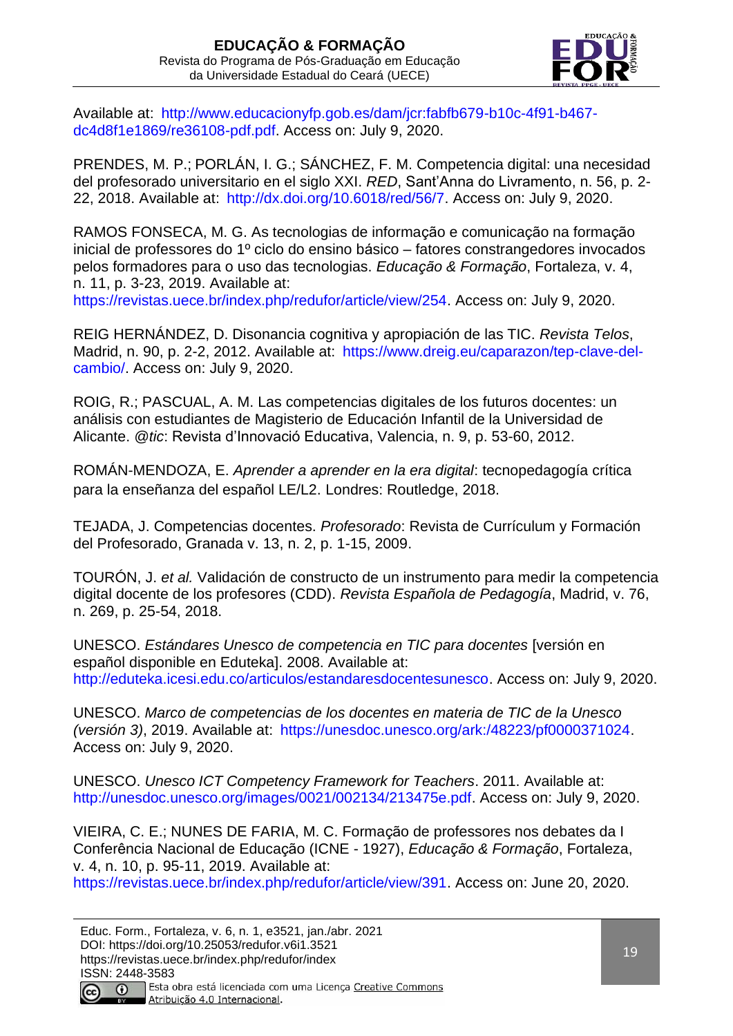Available at: http://www.educacionyfp.gob.es/dam/jcr:fabfb679-b10c-4f91-b467-dc4d8f1e1869/re36108-pdf.pdf. Access on: July 9, 2020.

PRENDES, M. P.; PORLÁN, I. G.; SÁNCHEZ, F. M. Competencia digital: una necesidad del profesorado universitario en el siglo XXI. *RED*, Sant'Anna do Livramento, n. 56, p. 2-22, 2018. Available at: http://dx.doi.org/10.6018/red/56/7. Access on: July 9, 2020.

RAMOS FONSECA, M. G. As tecnologias de informação e comunicação na formação inicial de professores do 1º ciclo do ensino básico – fatores constrangedores invocados pelos formadores para o uso das tecnologias. *Educação & Formação*, Fortaleza, v. 4, n. 11, p. 3-23, 2019. Available at: https://revistas.uece.br/index.php/redufor/article/view/254. Access on: July 9, 2020.

REIG HERNÁNDEZ, D. Disonancia cognitiva y apropiación de las TIC. *Revista Telos*, Madrid, n. 90, p. 2-2, 2012. Available at: https://www.dreig.eu/caparazon/tep-clave-del-cambio/. Access on: July 9, 2020.

ROIG, R.; PASCUAL, A. M. Las competencias digitales de los futuros docentes: un análisis con estudiantes de Magisterio de Educación Infantil de la Universidad de Alicante. *@tic*: Revista d'Innovació Educativa, Valencia, n. 9, p. 53-60, 2012.

ROMÁN-MENDOZA, E. *Aprender a aprender en la era digital*: tecnopedagogía crítica para la enseñanza del español LE/L2. Londres: Routledge, 2018.

TEJADA, J. Competencias docentes. *Profesorado*: Revista de Currículum y Formación del Profesorado, Granada v. 13, n. 2, p. 1-15, 2009.

TOURÓN, J. *et al.* Validación de constructo de un instrumento para medir la competencia digital docente de los profesores (CDD). *Revista Española de Pedagogía*, Madrid, v. 76, n. 269, p. 25-54, 2018.

UNESCO. *Estándares Unesco de competencia en TIC para docentes* [versión en español disponible en Eduteka]. 2008. Available at: http://eduteka.icesi.edu.co/articulos/estandaresdocentesunesco. Access on: July 9, 2020.

UNESCO. *Marco de competencias de los docentes en materia de TIC de la Unesco (versión 3)*, 2019. Available at: https://unesdoc.unesco.org/ark:/48223/pf0000371024. Access on: July 9, 2020.

UNESCO. *Unesco ICT Competency Framework for Teachers*. 2011. Available at: http://unesdoc.unesco.org/images/0021/002134/213475e.pdf. Access on: July 9, 2020.

VIEIRA, C. E.; NUNES DE FARIA, M. C. Formação de professores nos debates da I Conferência Nacional de Educação (ICNE - 1927), *Educação & Formação*, Fortaleza, v. 4, n. 10, p. 95-11, 2019. Available at: https://revistas.uece.br/index.php/redufor/article/view/391. Access on: June 20, 2020.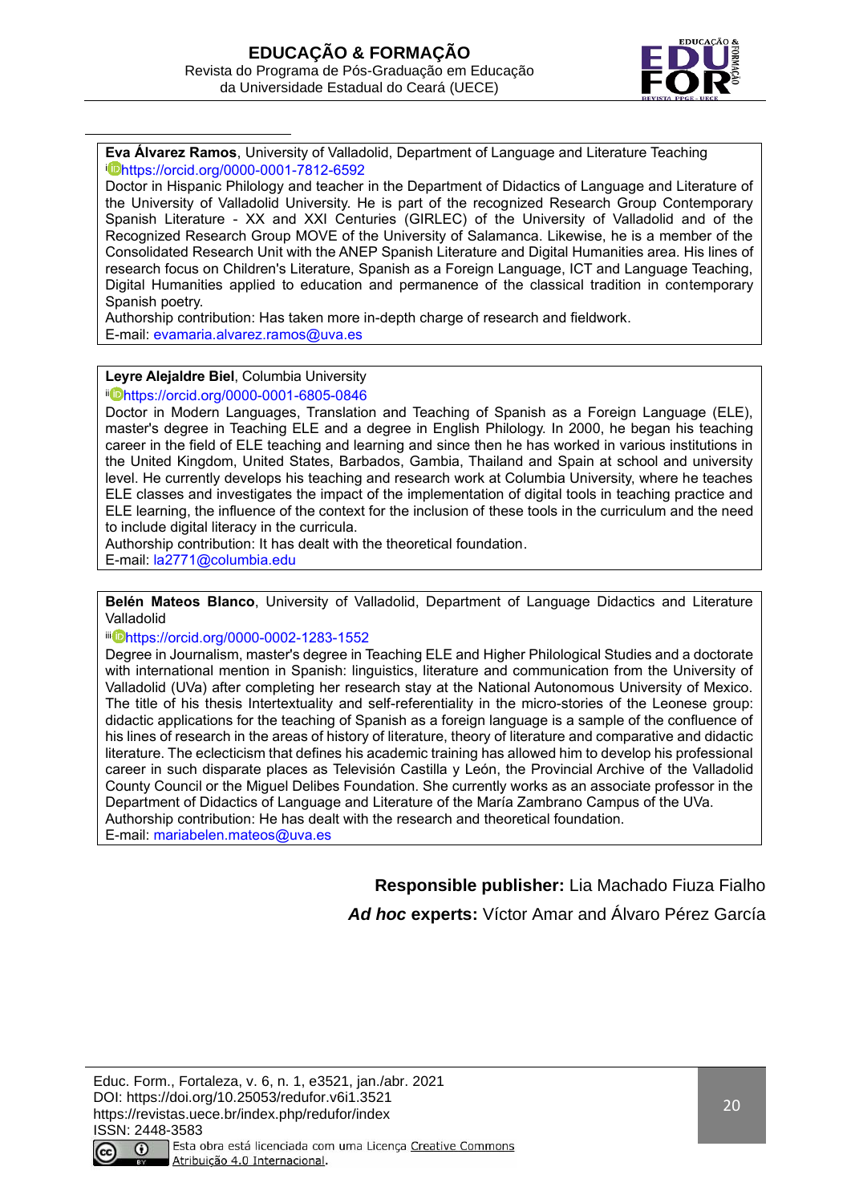**Eva Álvarez Ramos**, University of Valladolid, Department of Language and Literature Teaching

[i] https://orcid.org/0000-0001-7812-6592

Doctor in Hispanic Philology and teacher in the Department of Didactics of Language and Literature of the University of Valladolid University. He is part of the recognized Research Group Contemporary Spanish Literature - XX and XXI Centuries (GIRLEC) of the University of Valladolid and of the Recognized Research Group MOVE of the University of Salamanca. Likewise, he is a member of the Consolidated Research Unit with the ANEP Spanish Literature and Digital Humanities area. His lines of research focus on Children's Literature, Spanish as a Foreign Language, ICT and Language Teaching, Digital Humanities applied to education and permanence of the classical tradition in contemporary Spanish poetry.

Authorship contribution: Has taken more in-depth charge of research and fieldwork.

E-mail: evamaria.alvarez.ramos@uva.es

**Leyre Alejaldre Biel**, Columbia University

[ii] https://orcid.org/0000-0001-6805-0846

Doctor in Modern Languages, Translation and Teaching of Spanish as a Foreign Language (ELE), master's degree in Teaching ELE and a degree in English Philology. In 2000, he began his teaching career in the field of ELE teaching and learning and since then he has worked in various institutions in the United Kingdom, United States, Barbados, Gambia, Thailand and Spain at school and university level. He currently develops his teaching and research work at Columbia University, where he teaches ELE classes and investigates the impact of the implementation of digital tools in teaching practice and ELE learning, the influence of the context for the inclusion of these tools in the curriculum and the need to include digital literacy in the curricula.

Authorship contribution: It has dealt with the theoretical foundation.

E-mail: la2771@columbia.edu

**Belén Mateos Blanco**, University of Valladolid, Department of Language Didactics and Literature Valladolid

[iii] https://orcid.org/0000-0002-1283-1552

Degree in Journalism, master's degree in Teaching ELE and Higher Philological Studies and a doctorate with international mention in Spanish: linguistics, literature and communication from the University of Valladolid (UVa) after completing her research stay at the National Autonomous University of Mexico. The title of his thesis Intertextuality and self-referentiality in the micro-stories of the Leonese group: didactic applications for the teaching of Spanish as a foreign language is a sample of the confluence of his lines of research in the areas of history of literature, theory of literature and comparative and didactic literature. The eclecticism that defines his academic training has allowed him to develop his professional career in such disparate places as Televisión Castilla y León, the Provincial Archive of the Valladolid County Council or the Miguel Delibes Foundation. She currently works as an associate professor in the Department of Didactics of Language and Literature of the María Zambrano Campus of the UVa.

Authorship contribution: He has dealt with the research and theoretical foundation.

E-mail: mariabelen.mateos@uva.es

**Responsible publisher:** Lia Machado Fiuza Fialho

***Ad hoc* experts:** Víctor Amar and Álvaro Pérez García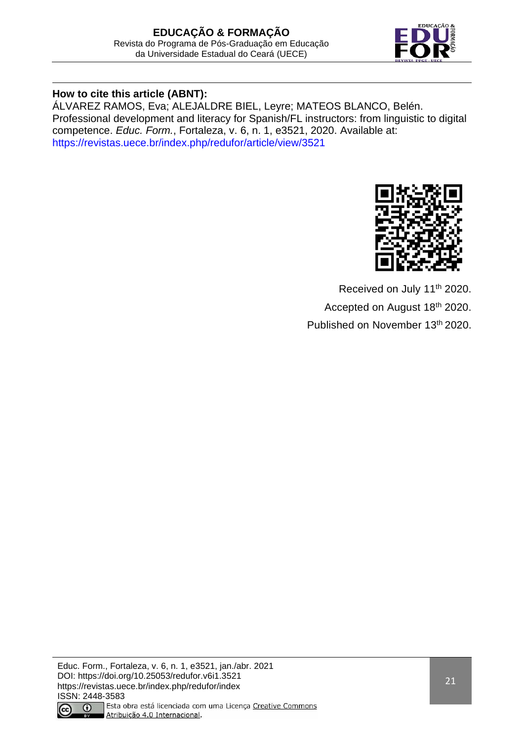**How to cite this article (ABNT):**

ÁLVAREZ RAMOS, Eva; ALEJALDRE BIEL, Leyre; MATEOS BLANCO, Belén. Professional development and literacy for Spanish/FL instructors: from linguistic to digital competence. *Educ. Form.*, Fortaleza, v. 6, n. 1, e3521, 2020. Available at: https://revistas.uece.br/index.php/redufor/article/view/3521

Received on July 11th 2020.

Accepted on August 18th 2020.

Published on November 13th 2020.